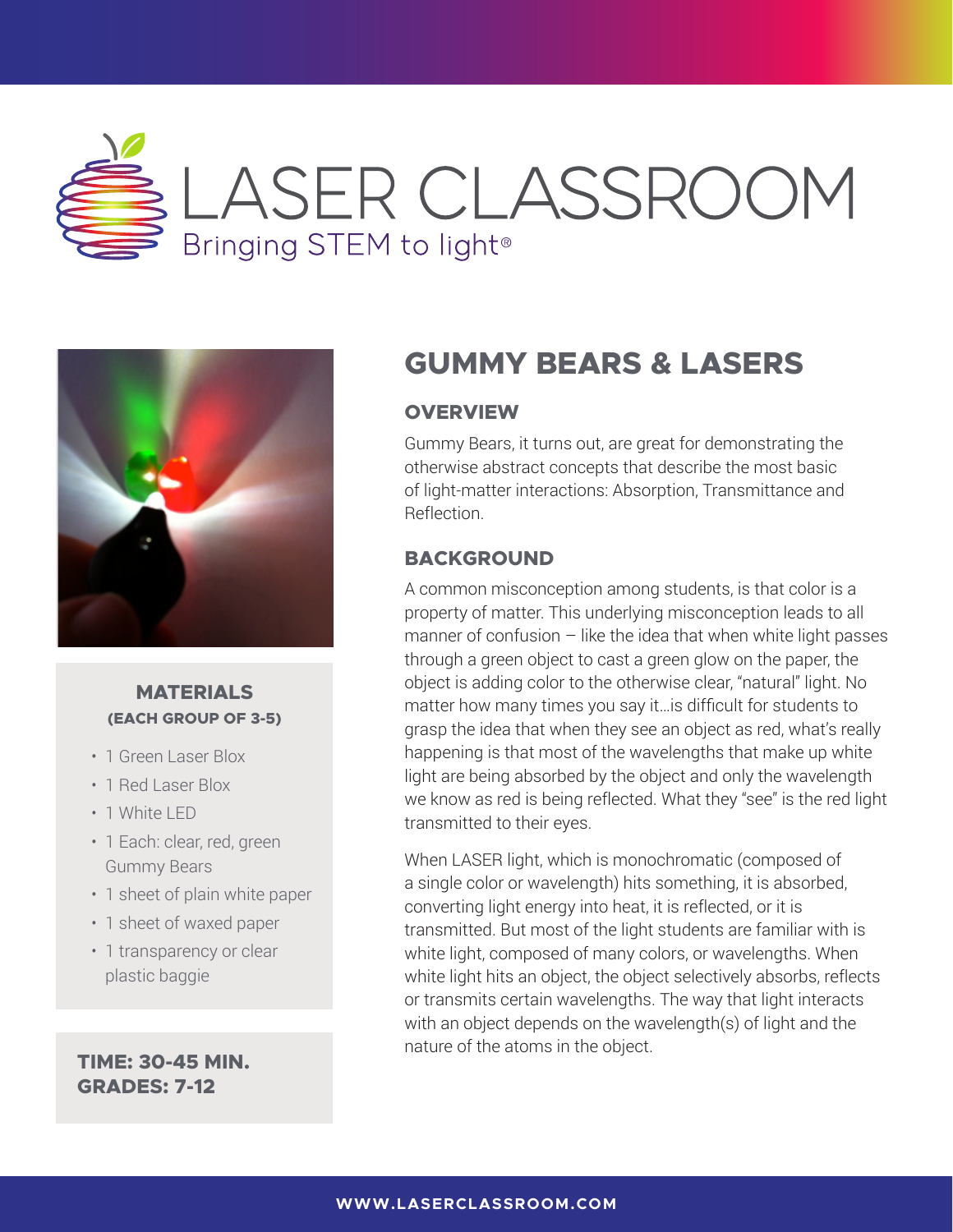# LASER CLASSROOM

Bringing STEM to light®

## GUMMY BEARS & LASERS

### OVERVIEW

Gummy Bears, it turns out, are great for demonstrating the otherwise abstract concepts that describe the most basic of light-matter interactions: Absorption, Transmittance and Reflection.

### BACKGROUND

A common misconception among students, is that color is a property of matter. This underlying misconception leads to all manner of confusion – like the idea that when white light passes through a green object to cast a green glow on the paper, the object is adding color to the otherwise clear, "natural" light. No matter how many times you say it...is difficult for students to grasp the idea that when they see an object as red, what's really happening is that most of the wavelengths that make up white light are being absorbed by the object and only the wavelength we know as red is being reflected. What they "see" is the red light transmitted to their eyes.

When LASER light, which is monochromatic (composed of a single color or wavelength) hits something, it is absorbed, converting light energy into heat, it is reflected, or it is transmitted. But most of the light students are familiar with is white light, composed of many colors, or wavelengths. When white light hits an object, the object selectively absorbs, reflects or transmits certain wavelengths. The way that light interacts with an object depends on the wavelength(s) of light and the nature of the atoms in the object.

### MATERIALS
**(EACH GROUP OF 3-5)**

- 1 Green Laser Blox
- 1 Red Laser Blox
- 1 White LED
- 1 Each: clear, red, green Gummy Bears
- 1 sheet of plain white paper
- 1 sheet of waxed paper
- 1 transparency or clear plastic baggie

**TIME: 30-45 MIN.**
**GRADES: 7-12**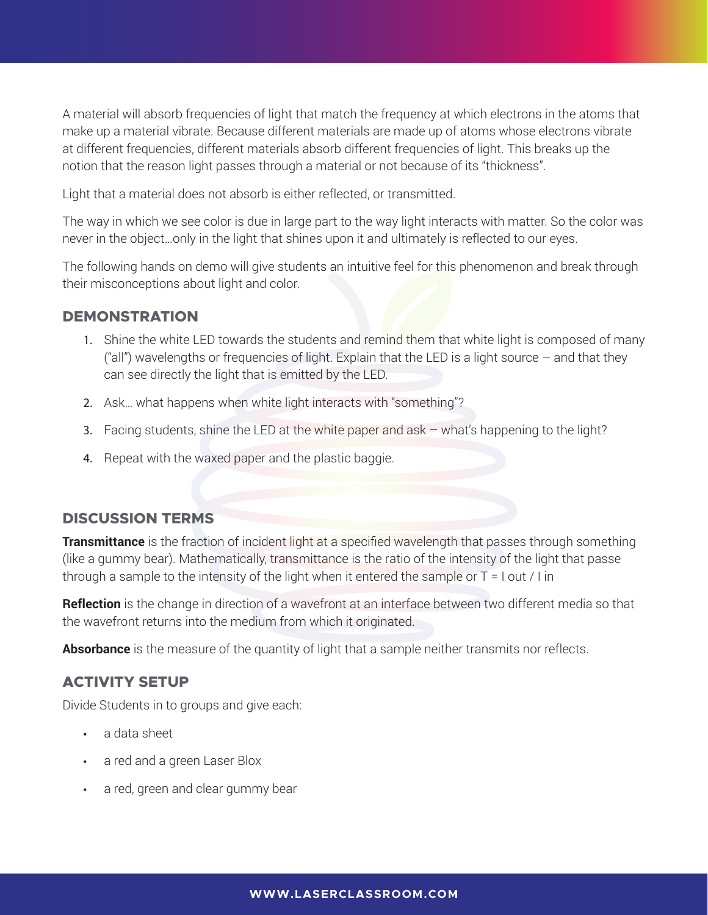A material will absorb frequencies of light that match the frequency at which electrons in the atoms that make up a material vibrate. Because different materials are made up of atoms whose electrons vibrate at different frequencies, different materials absorb different frequencies of light. This breaks up the notion that the reason light passes through a material or not because of its "thickness".

Light that a material does not absorb is either reflected, or transmitted.

The way in which we see color is due in large part to the way light interacts with matter. So the color was never in the object…only in the light that shines upon it and ultimately is reflected to our eyes.

The following hands on demo will give students an intuitive feel for this phenomenon and break through their misconceptions about light and color.

## DEMONSTRATION

1. Shine the white LED towards the students and remind them that white light is composed of many ("all") wavelengths or frequencies of light. Explain that the LED is a light source – and that they can see directly the light that is emitted by the LED.
2. Ask… what happens when white light interacts with "something"?
3. Facing students, shine the LED at the white paper and ask – what's happening to the light?
4. Repeat with the waxed paper and the plastic baggie.

## DISCUSSION TERMS

**Transmittance** is the fraction of incident light at a specified wavelength that passes through something (like a gummy bear). Mathematically, transmittance is the ratio of the intensity of the light that passe through a sample to the intensity of the light when it entered the sample or $T = I_{out} / I_{in}$

**Reflection** is the change in direction of a wavefront at an interface between two different media so that the wavefront returns into the medium from which it originated.

**Absorbance** is the measure of the quantity of light that a sample neither transmits nor reflects.

## ACTIVITY SETUP

Divide Students in to groups and give each:

- a data sheet
- a red and a green Laser Blox
- a red, green and clear gummy bear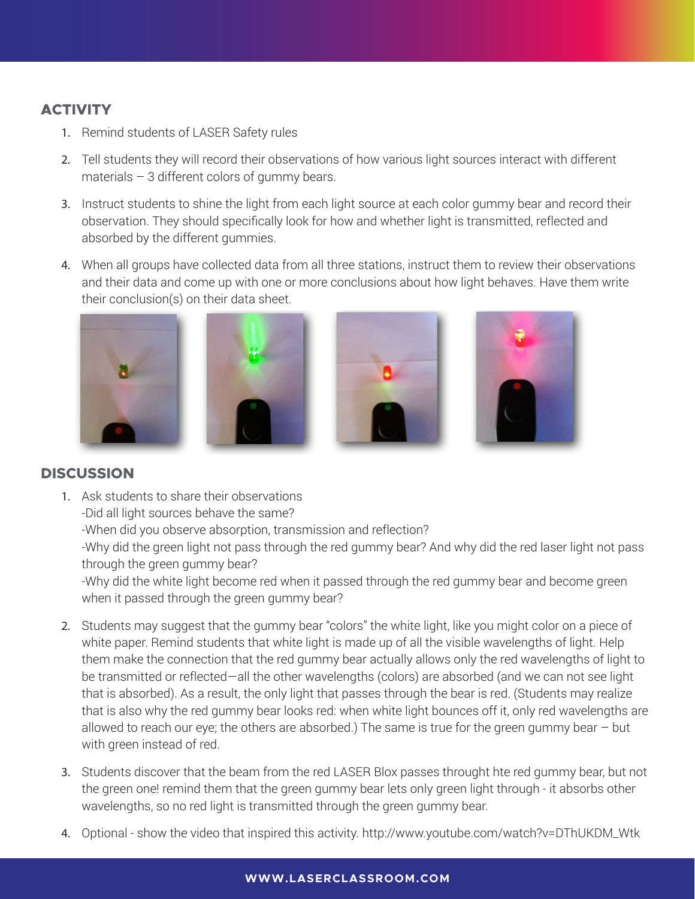## ACTIVITY

1. Remind students of LASER Safety rules
2. Tell students they will record their observations of how various light sources interact with different materials – 3 different colors of gummy bears.
3. Instruct students to shine the light from each light source at each color gummy bear and record their observation. They should specifically look for how and whether light is transmitted, reflected and absorbed by the different gummies.
4. When all groups have collected data from all three stations, instruct them to review their observations and their data and come up with one or more conclusions about how light behaves. Have them write their conclusion(s) on their data sheet.

## DISCUSSION

1. Ask students to share their observations
   -Did all light sources behave the same?
   -When did you observe absorption, transmission and reflection?
   -Why did the green light not pass through the red gummy bear? And why did the red laser light not pass through the green gummy bear?
   -Why did the white light become red when it passed through the red gummy bear and become green when it passed through the green gummy bear?
2. Students may suggest that the gummy bear "colors" the white light, like you might color on a piece of white paper. Remind students that white light is made up of all the visible wavelengths of light. Help them make the connection that the red gummy bear actually allows only the red wavelengths of light to be transmitted or reflected—all the other wavelengths (colors) are absorbed (and we can not see light that is absorbed). As a result, the only light that passes through the bear is red. (Students may realize that is also why the red gummy bear looks red: when white light bounces off it, only red wavelengths are allowed to reach our eye; the others are absorbed.) The same is true for the green gummy bear – but with green instead of red.
3. Students discover that the beam from the red LASER Blox passes throught hte red gummy bear, but not the green one! remind them that the green gummy bear lets only green light through - it absorbs other wavelengths, so no red light is transmitted through the green gummy bear.
4. Optional - show the video that inspired this activity. http://www.youtube.com/watch?v=DThUKDM_Wtk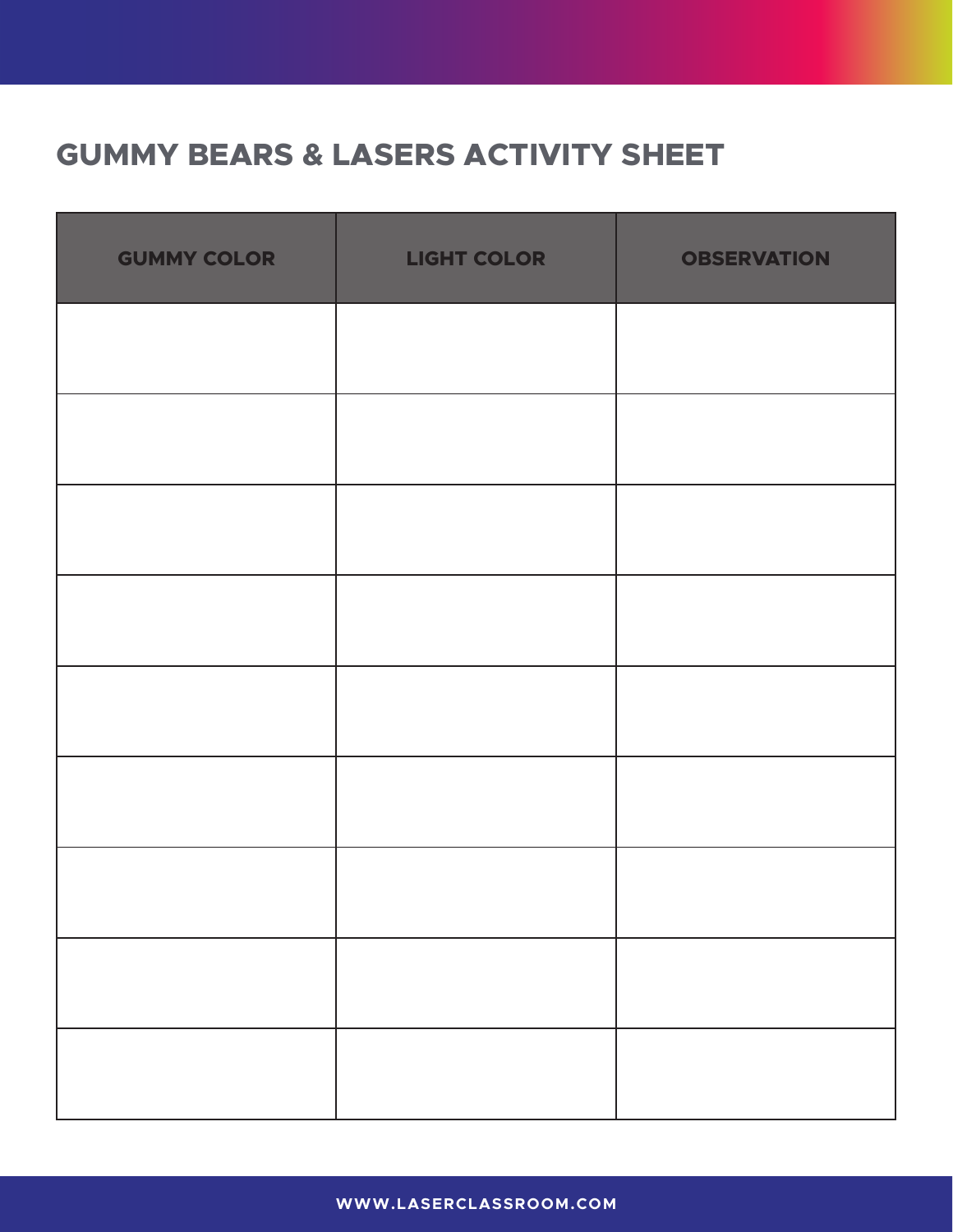## GUMMY BEARS & LASERS ACTIVITY SHEET

| GUMMY COLOR | LIGHT COLOR | OBSERVATION |
|---|---|---|
| | | |
| | | |
| | | |
| | | |
| | | |
| | | |
| | | |
| | | |
| | | |

WWW.LASERCLASSROOM.COM